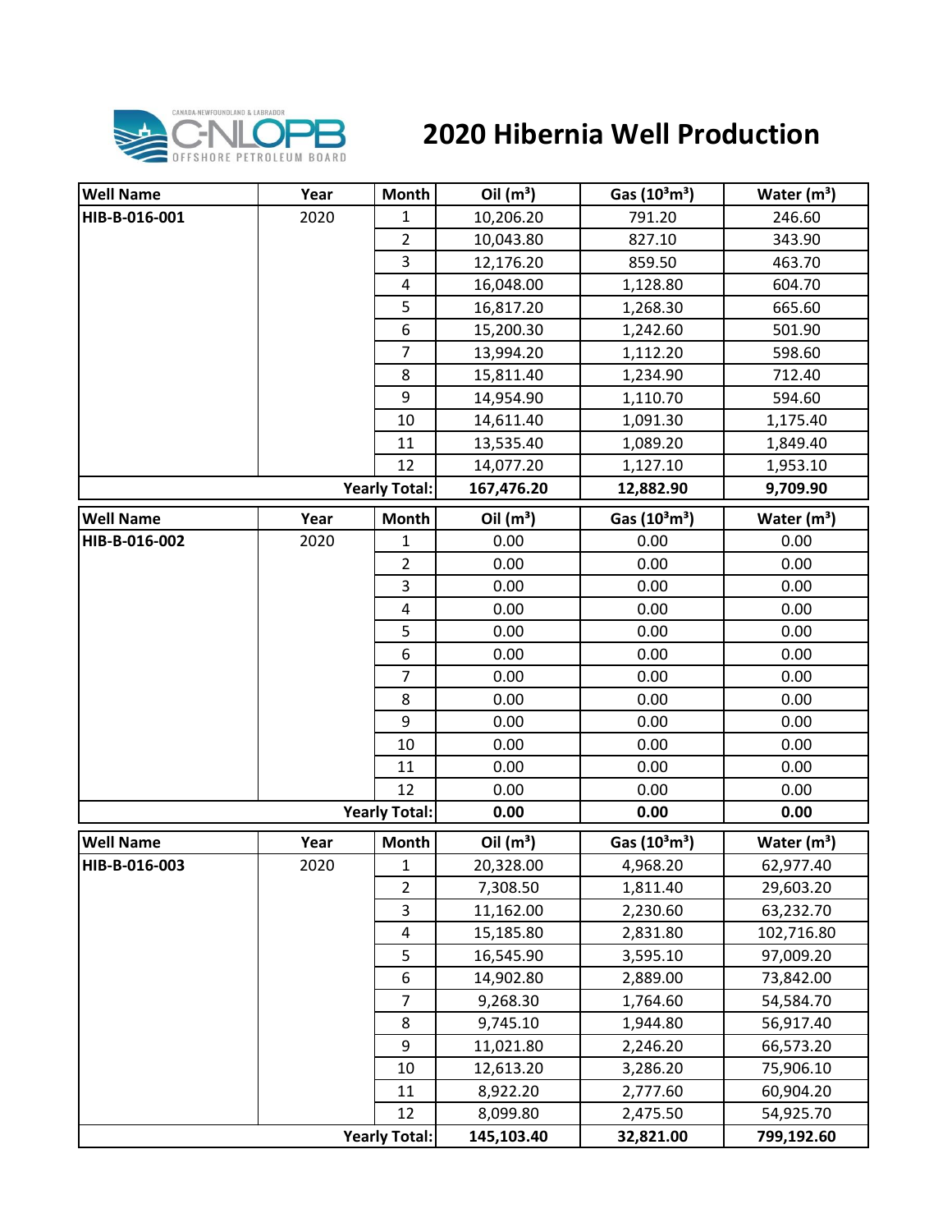# 2020 Hibernia Well Production

| Well Name | Year | Month | Oil ($m^3$) | Gas ($10^3m^3$) | Water ($m^3$) |
|---|---|---|---|---|---|
| **HIB-B-016-001** | 2020 | 1 | 10,206.20 | 791.20 | 246.60 |
| | | 2 | 10,043.80 | 827.10 | 343.90 |
| | | 3 | 12,176.20 | 859.50 | 463.70 |
| | | 4 | 16,048.00 | 1,128.80 | 604.70 |
| | | 5 | 16,817.20 | 1,268.30 | 665.60 |
| | | 6 | 15,200.30 | 1,242.60 | 501.90 |
| | | 7 | 13,994.20 | 1,112.20 | 598.60 |
| | | 8 | 15,811.40 | 1,234.90 | 712.40 |
| | | 9 | 14,954.90 | 1,110.70 | 594.60 |
| | | 10 | 14,611.40 | 1,091.30 | 1,175.40 |
| | | 11 | 13,535.40 | 1,089.20 | 1,849.40 |
| | | 12 | 14,077.20 | 1,127.10 | 1,953.10 |
| | | **Yearly Total:** | **167,476.20** | **12,882.90** | **9,709.90** |

| Well Name | Year | Month | Oil ($m^3$) | Gas ($10^3m^3$) | Water ($m^3$) |
|---|---|---|---|---|---|
| **HIB-B-016-002** | 2020 | 1 | 0.00 | 0.00 | 0.00 |
| | | 2 | 0.00 | 0.00 | 0.00 |
| | | 3 | 0.00 | 0.00 | 0.00 |
| | | 4 | 0.00 | 0.00 | 0.00 |
| | | 5 | 0.00 | 0.00 | 0.00 |
| | | 6 | 0.00 | 0.00 | 0.00 |
| | | 7 | 0.00 | 0.00 | 0.00 |
| | | 8 | 0.00 | 0.00 | 0.00 |
| | | 9 | 0.00 | 0.00 | 0.00 |
| | | 10 | 0.00 | 0.00 | 0.00 |
| | | 11 | 0.00 | 0.00 | 0.00 |
| | | 12 | 0.00 | 0.00 | 0.00 |
| | | **Yearly Total:** | **0.00** | **0.00** | **0.00** |

| Well Name | Year | Month | Oil ($m^3$) | Gas ($10^3m^3$) | Water ($m^3$) |
|---|---|---|---|---|---|
| **HIB-B-016-003** | 2020 | 1 | 20,328.00 | 4,968.20 | 62,977.40 |
| | | 2 | 7,308.50 | 1,811.40 | 29,603.20 |
| | | 3 | 11,162.00 | 2,230.60 | 63,232.70 |
| | | 4 | 15,185.80 | 2,831.80 | 102,716.80 |
| | | 5 | 16,545.90 | 3,595.10 | 97,009.20 |
| | | 6 | 14,902.80 | 2,889.00 | 73,842.00 |
| | | 7 | 9,268.30 | 1,764.60 | 54,584.70 |
| | | 8 | 9,745.10 | 1,944.80 | 56,917.40 |
| | | 9 | 11,021.80 | 2,246.20 | 66,573.20 |
| | | 10 | 12,613.20 | 3,286.20 | 75,906.10 |
| | | 11 | 8,922.20 | 2,777.60 | 60,904.20 |
| | | 12 | 8,099.80 | 2,475.50 | 54,925.70 |
| | | **Yearly Total:** | **145,103.40** | **32,821.00** | **799,192.60** |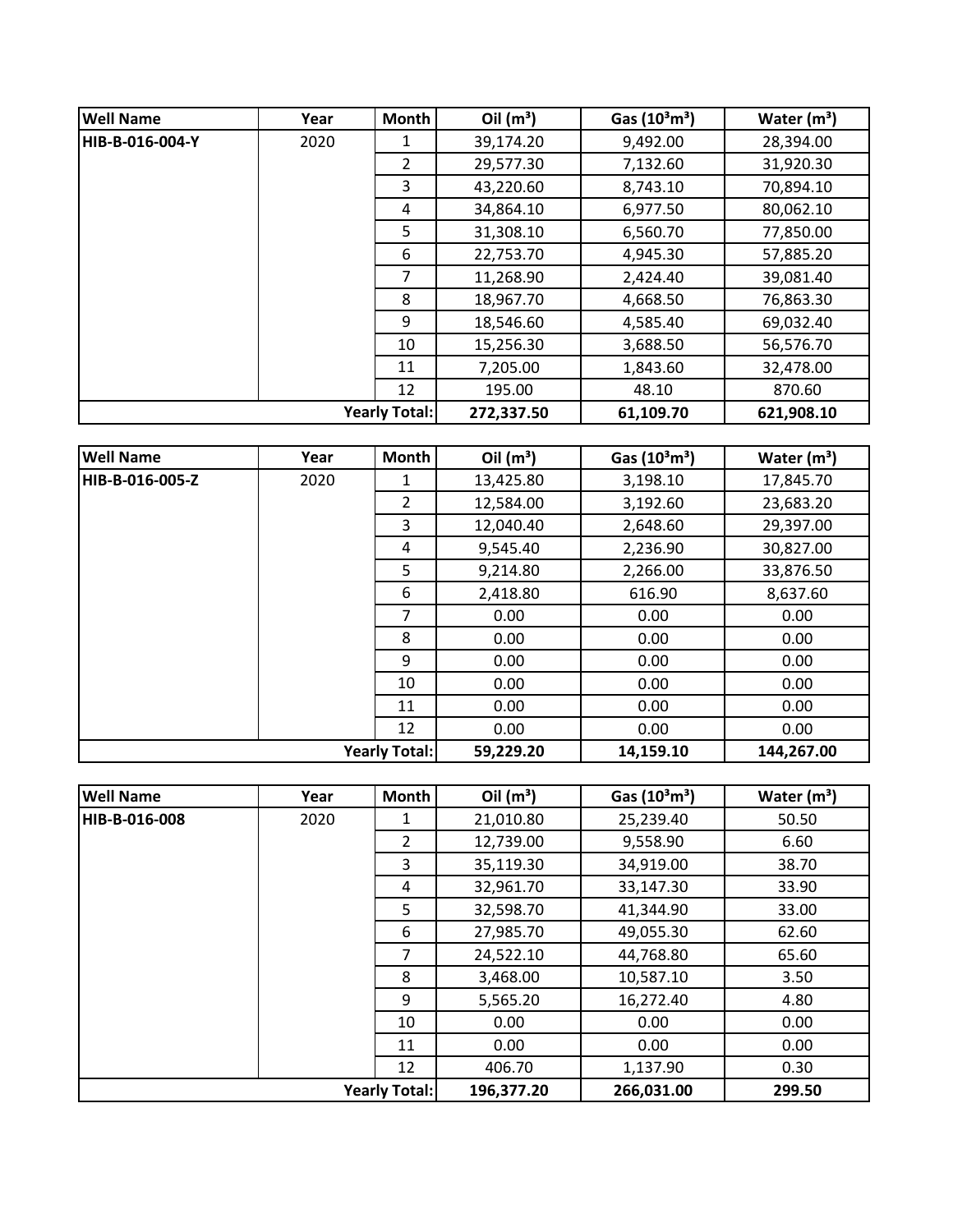| Well Name | Year | Month | Oil ($m^3$) | Gas ($10^3m^3$) | Water ($m^3$) |
|---|---|---|---|---|---|
| HIB-B-016-004-Y | 2020 | 1 | 39,174.20 | 9,492.00 | 28,394.00 |
| | | 2 | 29,577.30 | 7,132.60 | 31,920.30 |
| | | 3 | 43,220.60 | 8,743.10 | 70,894.10 |
| | | 4 | 34,864.10 | 6,977.50 | 80,062.10 |
| | | 5 | 31,308.10 | 6,560.70 | 77,850.00 |
| | | 6 | 22,753.70 | 4,945.30 | 57,885.20 |
| | | 7 | 11,268.90 | 2,424.40 | 39,081.40 |
| | | 8 | 18,967.70 | 4,668.50 | 76,863.30 |
| | | 9 | 18,546.60 | 4,585.40 | 69,032.40 |
| | | 10 | 15,256.30 | 3,688.50 | 56,576.70 |
| | | 11 | 7,205.00 | 1,843.60 | 32,478.00 |
| | | 12 | 195.00 | 48.10 | 870.60 |
| | | **Yearly Total:** | **272,337.50** | **61,109.70** | **621,908.10** |

| Well Name | Year | Month | Oil ($m^3$) | Gas ($10^3m^3$) | Water ($m^3$) |
|---|---|---|---|---|---|
| HIB-B-016-005-Z | 2020 | 1 | 13,425.80 | 3,198.10 | 17,845.70 |
| | | 2 | 12,584.00 | 3,192.60 | 23,683.20 |
| | | 3 | 12,040.40 | 2,648.60 | 29,397.00 |
| | | 4 | 9,545.40 | 2,236.90 | 30,827.00 |
| | | 5 | 9,214.80 | 2,266.00 | 33,876.50 |
| | | 6 | 2,418.80 | 616.90 | 8,637.60 |
| | | 7 | 0.00 | 0.00 | 0.00 |
| | | 8 | 0.00 | 0.00 | 0.00 |
| | | 9 | 0.00 | 0.00 | 0.00 |
| | | 10 | 0.00 | 0.00 | 0.00 |
| | | 11 | 0.00 | 0.00 | 0.00 |
| | | 12 | 0.00 | 0.00 | 0.00 |
| | | **Yearly Total:** | **59,229.20** | **14,159.10** | **144,267.00** |

| Well Name | Year | Month | Oil ($m^3$) | Gas ($10^3m^3$) | Water ($m^3$) |
|---|---|---|---|---|---|
| HIB-B-016-008 | 2020 | 1 | 21,010.80 | 25,239.40 | 50.50 |
| | | 2 | 12,739.00 | 9,558.90 | 6.60 |
| | | 3 | 35,119.30 | 34,919.00 | 38.70 |
| | | 4 | 32,961.70 | 33,147.30 | 33.90 |
| | | 5 | 32,598.70 | 41,344.90 | 33.00 |
| | | 6 | 27,985.70 | 49,055.30 | 62.60 |
| | | 7 | 24,522.10 | 44,768.80 | 65.60 |
| | | 8 | 3,468.00 | 10,587.10 | 3.50 |
| | | 9 | 5,565.20 | 16,272.40 | 4.80 |
| | | 10 | 0.00 | 0.00 | 0.00 |
| | | 11 | 0.00 | 0.00 | 0.00 |
| | | 12 | 406.70 | 1,137.90 | 0.30 |
| | | **Yearly Total:** | **196,377.20** | **266,031.00** | **299.50** |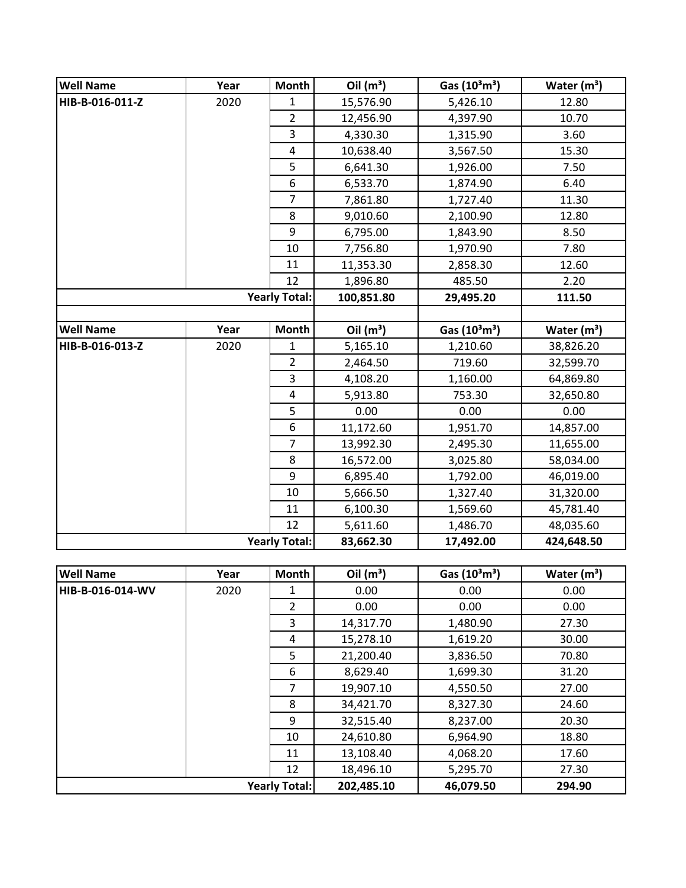| Well Name | Year | Month | Oil ($m^3$) | Gas ($10^3m^3$) | Water ($m^3$) |
|---|---|---|---|---|---|
| HIB-B-016-011-Z | 2020 | 1 | 15,576.90 | 5,426.10 | 12.80 |
| | | 2 | 12,456.90 | 4,397.90 | 10.70 |
| | | 3 | 4,330.30 | 1,315.90 | 3.60 |
| | | 4 | 10,638.40 | 3,567.50 | 15.30 |
| | | 5 | 6,641.30 | 1,926.00 | 7.50 |
| | | 6 | 6,533.70 | 1,874.90 | 6.40 |
| | | 7 | 7,861.80 | 1,727.40 | 11.30 |
| | | 8 | 9,010.60 | 2,100.90 | 12.80 |
| | | 9 | 6,795.00 | 1,843.90 | 8.50 |
| | | 10 | 7,756.80 | 1,970.90 | 7.80 |
| | | 11 | 11,353.30 | 2,858.30 | 12.60 |
| | | 12 | 1,896.80 | 485.50 | 2.20 |
| | | **Yearly Total:** | **100,851.80** | **29,495.20** | **111.50** |

| Well Name | Year | Month | Oil ($m^3$) | Gas ($10^3m^3$) | Water ($m^3$) |
|---|---|---|---|---|---|
| HIB-B-016-013-Z | 2020 | 1 | 5,165.10 | 1,210.60 | 38,826.20 |
| | | 2 | 2,464.50 | 719.60 | 32,599.70 |
| | | 3 | 4,108.20 | 1,160.00 | 64,869.80 |
| | | 4 | 5,913.80 | 753.30 | 32,650.80 |
| | | 5 | 0.00 | 0.00 | 0.00 |
| | | 6 | 11,172.60 | 1,951.70 | 14,857.00 |
| | | 7 | 13,992.30 | 2,495.30 | 11,655.00 |
| | | 8 | 16,572.00 | 3,025.80 | 58,034.00 |
| | | 9 | 6,895.40 | 1,792.00 | 46,019.00 |
| | | 10 | 5,666.50 | 1,327.40 | 31,320.00 |
| | | 11 | 6,100.30 | 1,569.60 | 45,781.40 |
| | | 12 | 5,611.60 | 1,486.70 | 48,035.60 |
| | | **Yearly Total:** | **83,662.30** | **17,492.00** | **424,648.50** |

| Well Name | Year | Month | Oil ($m^3$) | Gas ($10^3m^3$) | Water ($m^3$) |
|---|---|---|---|---|---|
| HIB-B-016-014-WV | 2020 | 1 | 0.00 | 0.00 | 0.00 |
| | | 2 | 0.00 | 0.00 | 0.00 |
| | | 3 | 14,317.70 | 1,480.90 | 27.30 |
| | | 4 | 15,278.10 | 1,619.20 | 30.00 |
| | | 5 | 21,200.40 | 3,836.50 | 70.80 |
| | | 6 | 8,629.40 | 1,699.30 | 31.20 |
| | | 7 | 19,907.10 | 4,550.50 | 27.00 |
| | | 8 | 34,421.70 | 8,327.30 | 24.60 |
| | | 9 | 32,515.40 | 8,237.00 | 20.30 |
| | | 10 | 24,610.80 | 6,964.90 | 18.80 |
| | | 11 | 13,108.40 | 4,068.20 | 17.60 |
| | | 12 | 18,496.10 | 5,295.70 | 27.30 |
| | | **Yearly Total:** | **202,485.10** | **46,079.50** | **294.90** |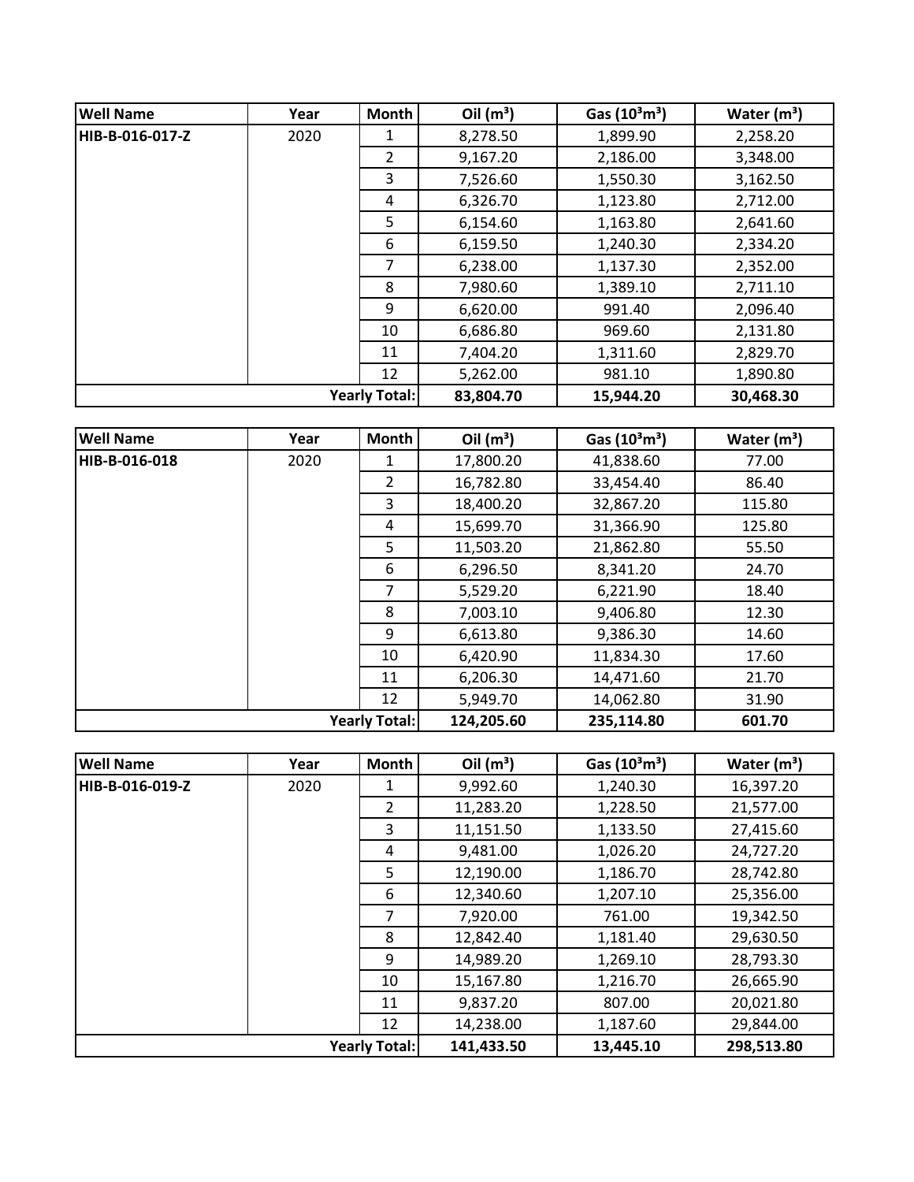| Well Name | Year | Month | Oil ($m^3$) | Gas ($10^3m^3$) | Water ($m^3$) |
|---|---|---|---|---|---|
| HIB-B-016-017-Z | 2020 | 1 | 8,278.50 | 1,899.90 | 2,258.20 |
| | | 2 | 9,167.20 | 2,186.00 | 3,348.00 |
| | | 3 | 7,526.60 | 1,550.30 | 3,162.50 |
| | | 4 | 6,326.70 | 1,123.80 | 2,712.00 |
| | | 5 | 6,154.60 | 1,163.80 | 2,641.60 |
| | | 6 | 6,159.50 | 1,240.30 | 2,334.20 |
| | | 7 | 6,238.00 | 1,137.30 | 2,352.00 |
| | | 8 | 7,980.60 | 1,389.10 | 2,711.10 |
| | | 9 | 6,620.00 | 991.40 | 2,096.40 |
| | | 10 | 6,686.80 | 969.60 | 2,131.80 |
| | | 11 | 7,404.20 | 1,311.60 | 2,829.70 |
| | | 12 | 5,262.00 | 981.10 | 1,890.80 |
| | | **Yearly Total:** | **83,804.70** | **15,944.20** | **30,468.30** |

| Well Name | Year | Month | Oil ($m^3$) | Gas ($10^3m^3$) | Water ($m^3$) |
|---|---|---|---|---|---|
| HIB-B-016-018 | 2020 | 1 | 17,800.20 | 41,838.60 | 77.00 |
| | | 2 | 16,782.80 | 33,454.40 | 86.40 |
| | | 3 | 18,400.20 | 32,867.20 | 115.80 |
| | | 4 | 15,699.70 | 31,366.90 | 125.80 |
| | | 5 | 11,503.20 | 21,862.80 | 55.50 |
| | | 6 | 6,296.50 | 8,341.20 | 24.70 |
| | | 7 | 5,529.20 | 6,221.90 | 18.40 |
| | | 8 | 7,003.10 | 9,406.80 | 12.30 |
| | | 9 | 6,613.80 | 9,386.30 | 14.60 |
| | | 10 | 6,420.90 | 11,834.30 | 17.60 |
| | | 11 | 6,206.30 | 14,471.60 | 21.70 |
| | | 12 | 5,949.70 | 14,062.80 | 31.90 |
| | | **Yearly Total:** | **124,205.60** | **235,114.80** | **601.70** |

| Well Name | Year | Month | Oil ($m^3$) | Gas ($10^3m^3$) | Water ($m^3$) |
|---|---|---|---|---|---|
| HIB-B-016-019-Z | 2020 | 1 | 9,992.60 | 1,240.30 | 16,397.20 |
| | | 2 | 11,283.20 | 1,228.50 | 21,577.00 |
| | | 3 | 11,151.50 | 1,133.50 | 27,415.60 |
| | | 4 | 9,481.00 | 1,026.20 | 24,727.20 |
| | | 5 | 12,190.00 | 1,186.70 | 28,742.80 |
| | | 6 | 12,340.60 | 1,207.10 | 25,356.00 |
| | | 7 | 7,920.00 | 761.00 | 19,342.50 |
| | | 8 | 12,842.40 | 1,181.40 | 29,630.50 |
| | | 9 | 14,989.20 | 1,269.10 | 28,793.30 |
| | | 10 | 15,167.80 | 1,216.70 | 26,665.90 |
| | | 11 | 9,837.20 | 807.00 | 20,021.80 |
| | | 12 | 14,238.00 | 1,187.60 | 29,844.00 |
| | | **Yearly Total:** | **141,433.50** | **13,445.10** | **298,513.80** |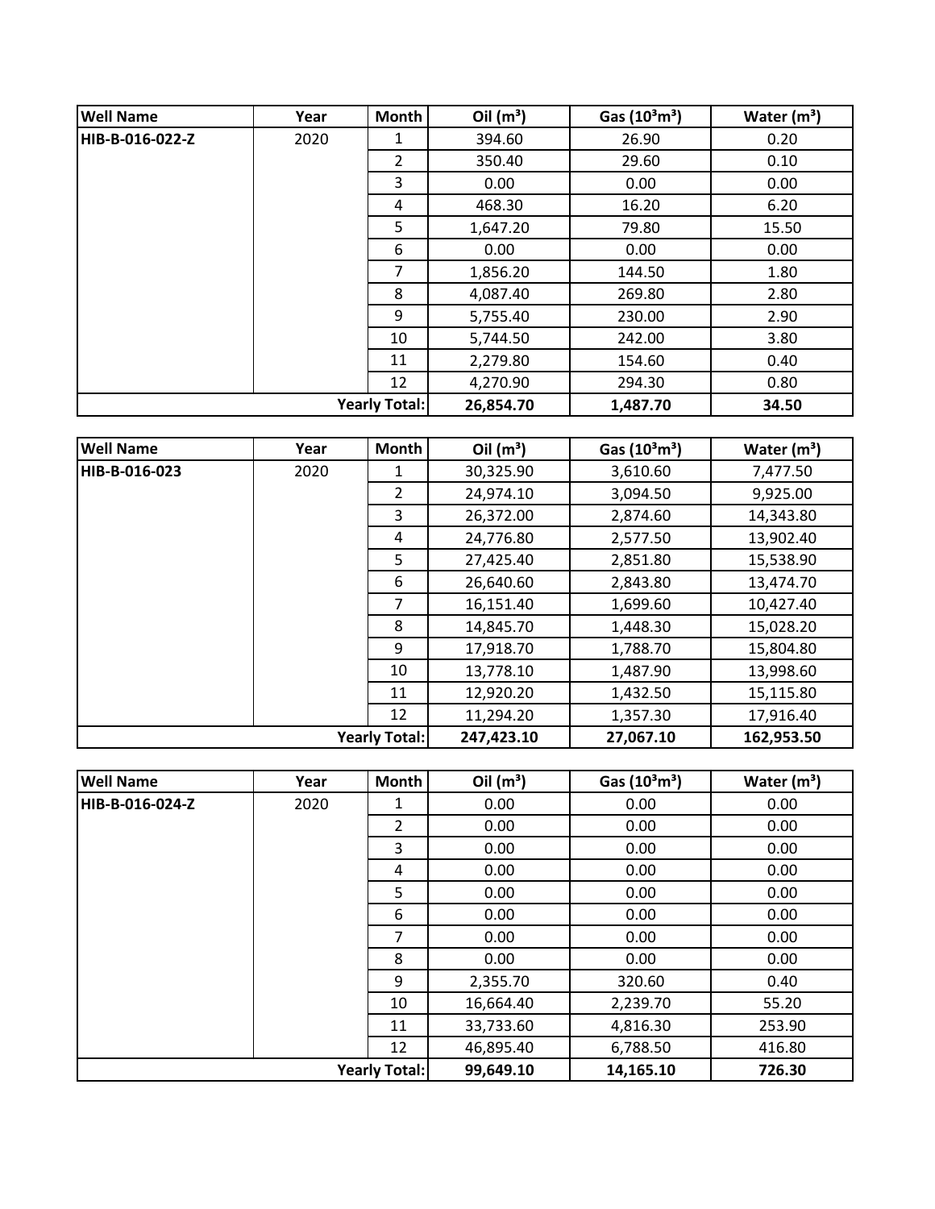| Well Name | Year | Month | Oil ($m^3$) | Gas ($10^3m^3$) | Water ($m^3$) |
|---|---|---|---|---|---|
| HIB-B-016-022-Z | 2020 | 1 | 394.60 | 26.90 | 0.20 |
| | | 2 | 350.40 | 29.60 | 0.10 |
| | | 3 | 0.00 | 0.00 | 0.00 |
| | | 4 | 468.30 | 16.20 | 6.20 |
| | | 5 | 1,647.20 | 79.80 | 15.50 |
| | | 6 | 0.00 | 0.00 | 0.00 |
| | | 7 | 1,856.20 | 144.50 | 1.80 |
| | | 8 | 4,087.40 | 269.80 | 2.80 |
| | | 9 | 5,755.40 | 230.00 | 2.90 |
| | | 10 | 5,744.50 | 242.00 | 3.80 |
| | | 11 | 2,279.80 | 154.60 | 0.40 |
| | | 12 | 4,270.90 | 294.30 | 0.80 |
| | | **Yearly Total:** | **26,854.70** | **1,487.70** | **34.50** |

| Well Name | Year | Month | Oil ($m^3$) | Gas ($10^3m^3$) | Water ($m^3$) |
|---|---|---|---|---|---|
| HIB-B-016-023 | 2020 | 1 | 30,325.90 | 3,610.60 | 7,477.50 |
| | | 2 | 24,974.10 | 3,094.50 | 9,925.00 |
| | | 3 | 26,372.00 | 2,874.60 | 14,343.80 |
| | | 4 | 24,776.80 | 2,577.50 | 13,902.40 |
| | | 5 | 27,425.40 | 2,851.80 | 15,538.90 |
| | | 6 | 26,640.60 | 2,843.80 | 13,474.70 |
| | | 7 | 16,151.40 | 1,699.60 | 10,427.40 |
| | | 8 | 14,845.70 | 1,448.30 | 15,028.20 |
| | | 9 | 17,918.70 | 1,788.70 | 15,804.80 |
| | | 10 | 13,778.10 | 1,487.90 | 13,998.60 |
| | | 11 | 12,920.20 | 1,432.50 | 15,115.80 |
| | | 12 | 11,294.20 | 1,357.30 | 17,916.40 |
| | | **Yearly Total:** | **247,423.10** | **27,067.10** | **162,953.50** |

| Well Name | Year | Month | Oil ($m^3$) | Gas ($10^3m^3$) | Water ($m^3$) |
|---|---|---|---|---|---|
| HIB-B-016-024-Z | 2020 | 1 | 0.00 | 0.00 | 0.00 |
| | | 2 | 0.00 | 0.00 | 0.00 |
| | | 3 | 0.00 | 0.00 | 0.00 |
| | | 4 | 0.00 | 0.00 | 0.00 |
| | | 5 | 0.00 | 0.00 | 0.00 |
| | | 6 | 0.00 | 0.00 | 0.00 |
| | | 7 | 0.00 | 0.00 | 0.00 |
| | | 8 | 0.00 | 0.00 | 0.00 |
| | | 9 | 2,355.70 | 320.60 | 0.40 |
| | | 10 | 16,664.40 | 2,239.70 | 55.20 |
| | | 11 | 33,733.60 | 4,816.30 | 253.90 |
| | | 12 | 46,895.40 | 6,788.50 | 416.80 |
| | | **Yearly Total:** | **99,649.10** | **14,165.10** | **726.30** |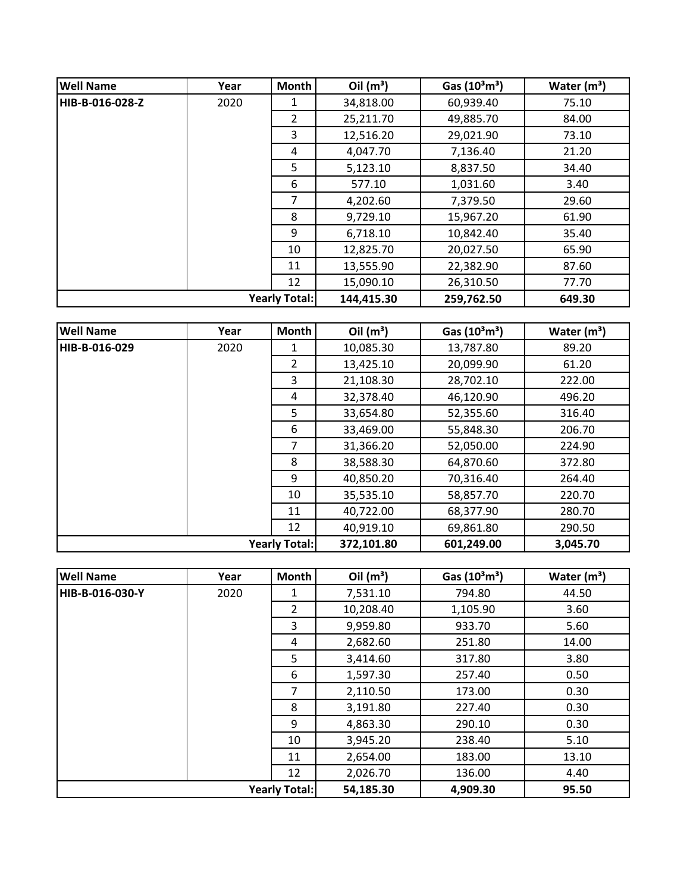| Well Name | Year | Month | Oil ($m^3$) | Gas ($10^3m^3$) | Water ($m^3$) |
|---|---|---|---|---|---|
| HIB-B-016-028-Z | 2020 | 1 | 34,818.00 | 60,939.40 | 75.10 |
| | | 2 | 25,211.70 | 49,885.70 | 84.00 |
| | | 3 | 12,516.20 | 29,021.90 | 73.10 |
| | | 4 | 4,047.70 | 7,136.40 | 21.20 |
| | | 5 | 5,123.10 | 8,837.50 | 34.40 |
| | | 6 | 577.10 | 1,031.60 | 3.40 |
| | | 7 | 4,202.60 | 7,379.50 | 29.60 |
| | | 8 | 9,729.10 | 15,967.20 | 61.90 |
| | | 9 | 6,718.10 | 10,842.40 | 35.40 |
| | | 10 | 12,825.70 | 20,027.50 | 65.90 |
| | | 11 | 13,555.90 | 22,382.90 | 87.60 |
| | | 12 | 15,090.10 | 26,310.50 | 77.70 |
| | | **Yearly Total:** | **144,415.30** | **259,762.50** | **649.30** |

| Well Name | Year | Month | Oil ($m^3$) | Gas ($10^3m^3$) | Water ($m^3$) |
|---|---|---|---|---|---|
| HIB-B-016-029 | 2020 | 1 | 10,085.30 | 13,787.80 | 89.20 |
| | | 2 | 13,425.10 | 20,099.90 | 61.20 |
| | | 3 | 21,108.30 | 28,702.10 | 222.00 |
| | | 4 | 32,378.40 | 46,120.90 | 496.20 |
| | | 5 | 33,654.80 | 52,355.60 | 316.40 |
| | | 6 | 33,469.00 | 55,848.30 | 206.70 |
| | | 7 | 31,366.20 | 52,050.00 | 224.90 |
| | | 8 | 38,588.30 | 64,870.60 | 372.80 |
| | | 9 | 40,850.20 | 70,316.40 | 264.40 |
| | | 10 | 35,535.10 | 58,857.70 | 220.70 |
| | | 11 | 40,722.00 | 68,377.90 | 280.70 |
| | | 12 | 40,919.10 | 69,861.80 | 290.50 |
| | | **Yearly Total:** | **372,101.80** | **601,249.00** | **3,045.70** |

| Well Name | Year | Month | Oil ($m^3$) | Gas ($10^3m^3$) | Water ($m^3$) |
|---|---|---|---|---|---|
| HIB-B-016-030-Y | 2020 | 1 | 7,531.10 | 794.80 | 44.50 |
| | | 2 | 10,208.40 | 1,105.90 | 3.60 |
| | | 3 | 9,959.80 | 933.70 | 5.60 |
| | | 4 | 2,682.60 | 251.80 | 14.00 |
| | | 5 | 3,414.60 | 317.80 | 3.80 |
| | | 6 | 1,597.30 | 257.40 | 0.50 |
| | | 7 | 2,110.50 | 173.00 | 0.30 |
| | | 8 | 3,191.80 | 227.40 | 0.30 |
| | | 9 | 4,863.30 | 290.10 | 0.30 |
| | | 10 | 3,945.20 | 238.40 | 5.10 |
| | | 11 | 2,654.00 | 183.00 | 13.10 |
| | | 12 | 2,026.70 | 136.00 | 4.40 |
| | | **Yearly Total:** | **54,185.30** | **4,909.30** | **95.50** |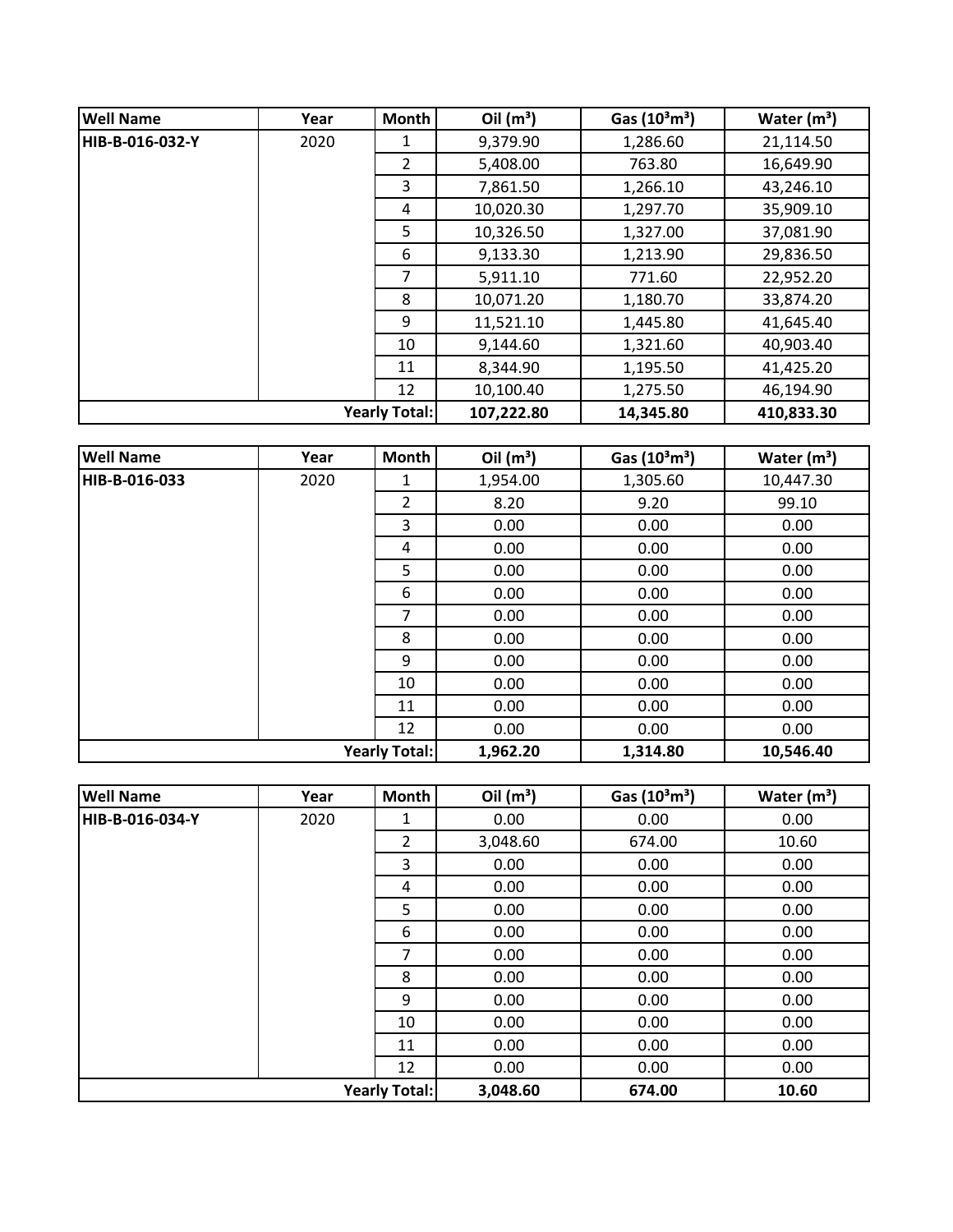| Well Name | Year | Month | Oil (m³) | Gas (10³m³) | Water (m³) |
|---|---|---|---|---|---|
| HIB-B-016-032-Y | 2020 | 1 | 9,379.90 | 1,286.60 | 21,114.50 |
| | | 2 | 5,408.00 | 763.80 | 16,649.90 |
| | | 3 | 7,861.50 | 1,266.10 | 43,246.10 |
| | | 4 | 10,020.30 | 1,297.70 | 35,909.10 |
| | | 5 | 10,326.50 | 1,327.00 | 37,081.90 |
| | | 6 | 9,133.30 | 1,213.90 | 29,836.50 |
| | | 7 | 5,911.10 | 771.60 | 22,952.20 |
| | | 8 | 10,071.20 | 1,180.70 | 33,874.20 |
| | | 9 | 11,521.10 | 1,445.80 | 41,645.40 |
| | | 10 | 9,144.60 | 1,321.60 | 40,903.40 |
| | | 11 | 8,344.90 | 1,195.50 | 41,425.20 |
| | | 12 | 10,100.40 | 1,275.50 | 46,194.90 |
| | | **Yearly Total:** | **107,222.80** | **14,345.80** | **410,833.30** |

| Well Name | Year | Month | Oil (m³) | Gas (10³m³) | Water (m³) |
|---|---|---|---|---|---|
| HIB-B-016-033 | 2020 | 1 | 1,954.00 | 1,305.60 | 10,447.30 |
| | | 2 | 8.20 | 9.20 | 99.10 |
| | | 3 | 0.00 | 0.00 | 0.00 |
| | | 4 | 0.00 | 0.00 | 0.00 |
| | | 5 | 0.00 | 0.00 | 0.00 |
| | | 6 | 0.00 | 0.00 | 0.00 |
| | | 7 | 0.00 | 0.00 | 0.00 |
| | | 8 | 0.00 | 0.00 | 0.00 |
| | | 9 | 0.00 | 0.00 | 0.00 |
| | | 10 | 0.00 | 0.00 | 0.00 |
| | | 11 | 0.00 | 0.00 | 0.00 |
| | | 12 | 0.00 | 0.00 | 0.00 |
| | | **Yearly Total:** | **1,962.20** | **1,314.80** | **10,546.40** |

| Well Name | Year | Month | Oil (m³) | Gas (10³m³) | Water (m³) |
|---|---|---|---|---|---|
| HIB-B-016-034-Y | 2020 | 1 | 0.00 | 0.00 | 0.00 |
| | | 2 | 3,048.60 | 674.00 | 10.60 |
| | | 3 | 0.00 | 0.00 | 0.00 |
| | | 4 | 0.00 | 0.00 | 0.00 |
| | | 5 | 0.00 | 0.00 | 0.00 |
| | | 6 | 0.00 | 0.00 | 0.00 |
| | | 7 | 0.00 | 0.00 | 0.00 |
| | | 8 | 0.00 | 0.00 | 0.00 |
| | | 9 | 0.00 | 0.00 | 0.00 |
| | | 10 | 0.00 | 0.00 | 0.00 |
| | | 11 | 0.00 | 0.00 | 0.00 |
| | | 12 | 0.00 | 0.00 | 0.00 |
| | | **Yearly Total:** | **3,048.60** | **674.00** | **10.60** |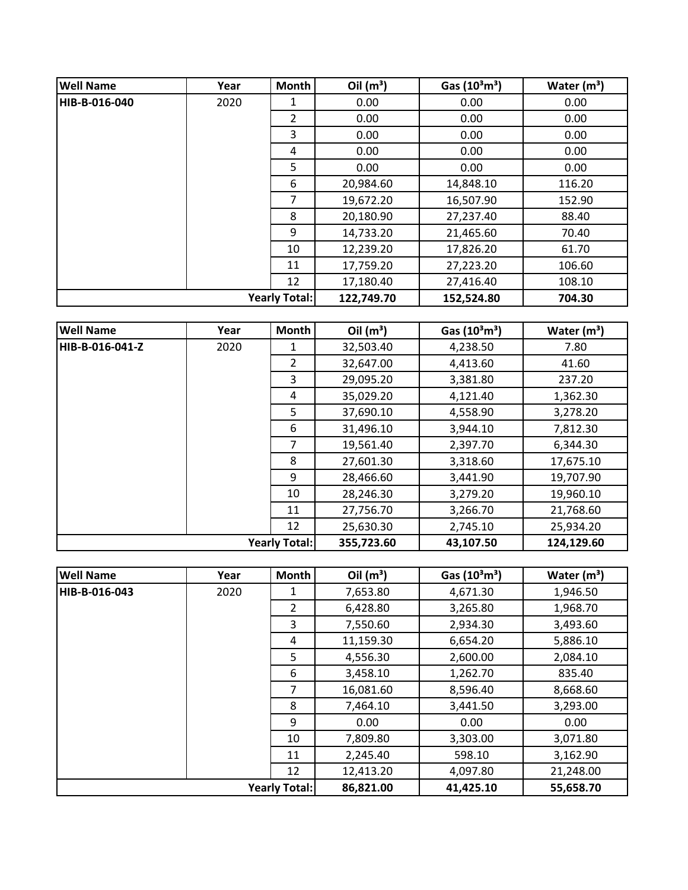| Well Name | Year | Month | Oil ($m^3$) | Gas ($10^3m^3$) | Water ($m^3$) |
|---|---|---|---|---|---|
| **HIB-B-016-040** | 2020 | 1 | 0.00 | 0.00 | 0.00 |
| | | 2 | 0.00 | 0.00 | 0.00 |
| | | 3 | 0.00 | 0.00 | 0.00 |
| | | 4 | 0.00 | 0.00 | 0.00 |
| | | 5 | 0.00 | 0.00 | 0.00 |
| | | 6 | 20,984.60 | 14,848.10 | 116.20 |
| | | 7 | 19,672.20 | 16,507.90 | 152.90 |
| | | 8 | 20,180.90 | 27,237.40 | 88.40 |
| | | 9 | 14,733.20 | 21,465.60 | 70.40 |
| | | 10 | 12,239.20 | 17,826.20 | 61.70 |
| | | 11 | 17,759.20 | 27,223.20 | 106.60 |
| | | 12 | 17,180.40 | 27,416.40 | 108.10 |
| | | **Yearly Total:** | **122,749.70** | **152,524.80** | **704.30** |

| Well Name | Year | Month | Oil ($m^3$) | Gas ($10^3m^3$) | Water ($m^3$) |
|---|---|---|---|---|---|
| **HIB-B-016-041-Z** | 2020 | 1 | 32,503.40 | 4,238.50 | 7.80 |
| | | 2 | 32,647.00 | 4,413.60 | 41.60 |
| | | 3 | 29,095.20 | 3,381.80 | 237.20 |
| | | 4 | 35,029.20 | 4,121.40 | 1,362.30 |
| | | 5 | 37,690.10 | 4,558.90 | 3,278.20 |
| | | 6 | 31,496.10 | 3,944.10 | 7,812.30 |
| | | 7 | 19,561.40 | 2,397.70 | 6,344.30 |
| | | 8 | 27,601.30 | 3,318.60 | 17,675.10 |
| | | 9 | 28,466.60 | 3,441.90 | 19,707.90 |
| | | 10 | 28,246.30 | 3,279.20 | 19,960.10 |
| | | 11 | 27,756.70 | 3,266.70 | 21,768.60 |
| | | 12 | 25,630.30 | 2,745.10 | 25,934.20 |
| | | **Yearly Total:** | **355,723.60** | **43,107.50** | **124,129.60** |

| Well Name | Year | Month | Oil ($m^3$) | Gas ($10^3m^3$) | Water ($m^3$) |
|---|---|---|---|---|---|
| **HIB-B-016-043** | 2020 | 1 | 7,653.80 | 4,671.30 | 1,946.50 |
| | | 2 | 6,428.80 | 3,265.80 | 1,968.70 |
| | | 3 | 7,550.60 | 2,934.30 | 3,493.60 |
| | | 4 | 11,159.30 | 6,654.20 | 5,886.10 |
| | | 5 | 4,556.30 | 2,600.00 | 2,084.10 |
| | | 6 | 3,458.10 | 1,262.70 | 835.40 |
| | | 7 | 16,081.60 | 8,596.40 | 8,668.60 |
| | | 8 | 7,464.10 | 3,441.50 | 3,293.00 |
| | | 9 | 0.00 | 0.00 | 0.00 |
| | | 10 | 7,809.80 | 3,303.00 | 3,071.80 |
| | | 11 | 2,245.40 | 598.10 | 3,162.90 |
| | | 12 | 12,413.20 | 4,097.80 | 21,248.00 |
| | | **Yearly Total:** | **86,821.00** | **41,425.10** | **55,658.70** |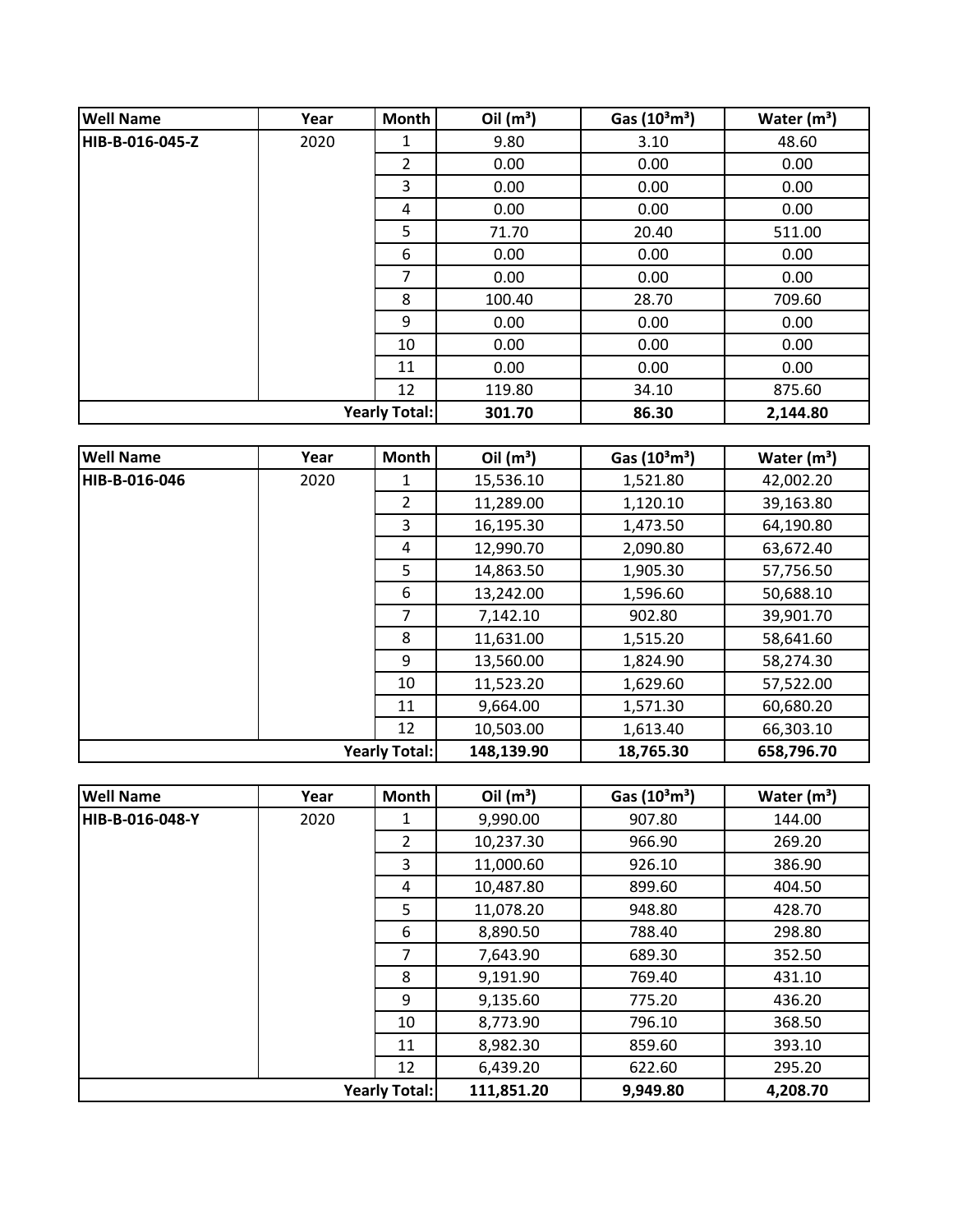| Well Name | Year | Month | Oil ($m^3$) | Gas ($10^3m^3$) | Water ($m^3$) |
|---|---|---|---|---|---|
| HIB-B-016-045-Z | 2020 | 1 | 9.80 | 3.10 | 48.60 |
| | | 2 | 0.00 | 0.00 | 0.00 |
| | | 3 | 0.00 | 0.00 | 0.00 |
| | | 4 | 0.00 | 0.00 | 0.00 |
| | | 5 | 71.70 | 20.40 | 511.00 |
| | | 6 | 0.00 | 0.00 | 0.00 |
| | | 7 | 0.00 | 0.00 | 0.00 |
| | | 8 | 100.40 | 28.70 | 709.60 |
| | | 9 | 0.00 | 0.00 | 0.00 |
| | | 10 | 0.00 | 0.00 | 0.00 |
| | | 11 | 0.00 | 0.00 | 0.00 |
| | | 12 | 119.80 | 34.10 | 875.60 |
| | | **Yearly Total:** | **301.70** | **86.30** | **2,144.80** |

| Well Name | Year | Month | Oil ($m^3$) | Gas ($10^3m^3$) | Water ($m^3$) |
|---|---|---|---|---|---|
| HIB-B-016-046 | 2020 | 1 | 15,536.10 | 1,521.80 | 42,002.20 |
| | | 2 | 11,289.00 | 1,120.10 | 39,163.80 |
| | | 3 | 16,195.30 | 1,473.50 | 64,190.80 |
| | | 4 | 12,990.70 | 2,090.80 | 63,672.40 |
| | | 5 | 14,863.50 | 1,905.30 | 57,756.50 |
| | | 6 | 13,242.00 | 1,596.60 | 50,688.10 |
| | | 7 | 7,142.10 | 902.80 | 39,901.70 |
| | | 8 | 11,631.00 | 1,515.20 | 58,641.60 |
| | | 9 | 13,560.00 | 1,824.90 | 58,274.30 |
| | | 10 | 11,523.20 | 1,629.60 | 57,522.00 |
| | | 11 | 9,664.00 | 1,571.30 | 60,680.20 |
| | | 12 | 10,503.00 | 1,613.40 | 66,303.10 |
| | | **Yearly Total:** | **148,139.90** | **18,765.30** | **658,796.70** |

| Well Name | Year | Month | Oil ($m^3$) | Gas ($10^3m^3$) | Water ($m^3$) |
|---|---|---|---|---|---|
| HIB-B-016-048-Y | 2020 | 1 | 9,990.00 | 907.80 | 144.00 |
| | | 2 | 10,237.30 | 966.90 | 269.20 |
| | | 3 | 11,000.60 | 926.10 | 386.90 |
| | | 4 | 10,487.80 | 899.60 | 404.50 |
| | | 5 | 11,078.20 | 948.80 | 428.70 |
| | | 6 | 8,890.50 | 788.40 | 298.80 |
| | | 7 | 7,643.90 | 689.30 | 352.50 |
| | | 8 | 9,191.90 | 769.40 | 431.10 |
| | | 9 | 9,135.60 | 775.20 | 436.20 |
| | | 10 | 8,773.90 | 796.10 | 368.50 |
| | | 11 | 8,982.30 | 859.60 | 393.10 |
| | | 12 | 6,439.20 | 622.60 | 295.20 |
| | | **Yearly Total:** | **111,851.20** | **9,949.80** | **4,208.70** |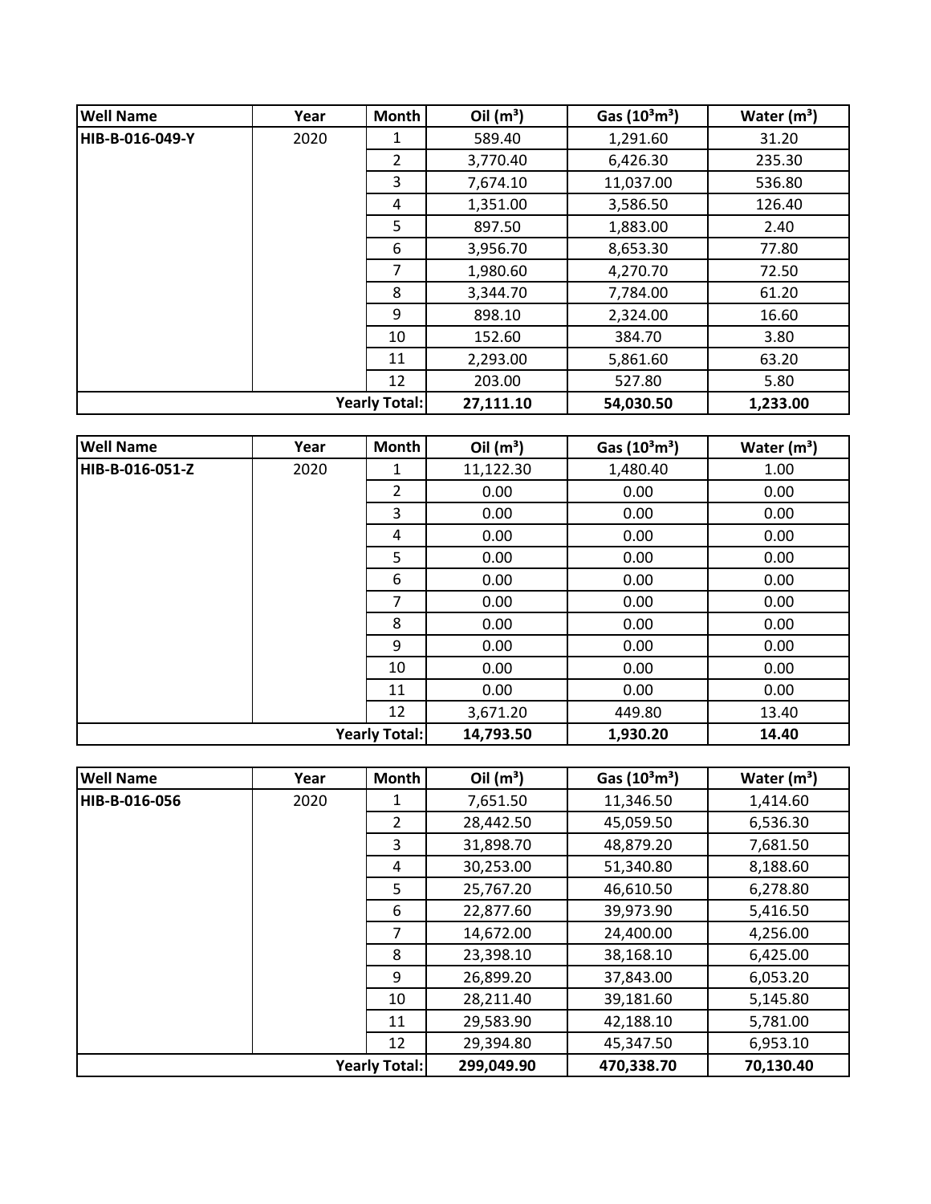| Well Name | Year | Month | Oil ($m^3$) | Gas ($10^3m^3$) | Water ($m^3$) |
|---|---|---|---|---|---|
| HIB-B-016-049-Y | 2020 | 1 | 589.40 | 1,291.60 | 31.20 |
| | | 2 | 3,770.40 | 6,426.30 | 235.30 |
| | | 3 | 7,674.10 | 11,037.00 | 536.80 |
| | | 4 | 1,351.00 | 3,586.50 | 126.40 |
| | | 5 | 897.50 | 1,883.00 | 2.40 |
| | | 6 | 3,956.70 | 8,653.30 | 77.80 |
| | | 7 | 1,980.60 | 4,270.70 | 72.50 |
| | | 8 | 3,344.70 | 7,784.00 | 61.20 |
| | | 9 | 898.10 | 2,324.00 | 16.60 |
| | | 10 | 152.60 | 384.70 | 3.80 |
| | | 11 | 2,293.00 | 5,861.60 | 63.20 |
| | | 12 | 203.00 | 527.80 | 5.80 |
| | | **Yearly Total:** | **27,111.10** | **54,030.50** | **1,233.00** |

| Well Name | Year | Month | Oil ($m^3$) | Gas ($10^3m^3$) | Water ($m^3$) |
|---|---|---|---|---|---|
| HIB-B-016-051-Z | 2020 | 1 | 11,122.30 | 1,480.40 | 1.00 |
| | | 2 | 0.00 | 0.00 | 0.00 |
| | | 3 | 0.00 | 0.00 | 0.00 |
| | | 4 | 0.00 | 0.00 | 0.00 |
| | | 5 | 0.00 | 0.00 | 0.00 |
| | | 6 | 0.00 | 0.00 | 0.00 |
| | | 7 | 0.00 | 0.00 | 0.00 |
| | | 8 | 0.00 | 0.00 | 0.00 |
| | | 9 | 0.00 | 0.00 | 0.00 |
| | | 10 | 0.00 | 0.00 | 0.00 |
| | | 11 | 0.00 | 0.00 | 0.00 |
| | | 12 | 3,671.20 | 449.80 | 13.40 |
| | | **Yearly Total:** | **14,793.50** | **1,930.20** | **14.40** |

| Well Name | Year | Month | Oil ($m^3$) | Gas ($10^3m^3$) | Water ($m^3$) |
|---|---|---|---|---|---|
| HIB-B-016-056 | 2020 | 1 | 7,651.50 | 11,346.50 | 1,414.60 |
| | | 2 | 28,442.50 | 45,059.50 | 6,536.30 |
| | | 3 | 31,898.70 | 48,879.20 | 7,681.50 |
| | | 4 | 30,253.00 | 51,340.80 | 8,188.60 |
| | | 5 | 25,767.20 | 46,610.50 | 6,278.80 |
| | | 6 | 22,877.60 | 39,973.90 | 5,416.50 |
| | | 7 | 14,672.00 | 24,400.00 | 4,256.00 |
| | | 8 | 23,398.10 | 38,168.10 | 6,425.00 |
| | | 9 | 26,899.20 | 37,843.00 | 6,053.20 |
| | | 10 | 28,211.40 | 39,181.60 | 5,145.80 |
| | | 11 | 29,583.90 | 42,188.10 | 5,781.00 |
| | | 12 | 29,394.80 | 45,347.50 | 6,953.10 |
| | | **Yearly Total:** | **299,049.90** | **470,338.70** | **70,130.40** |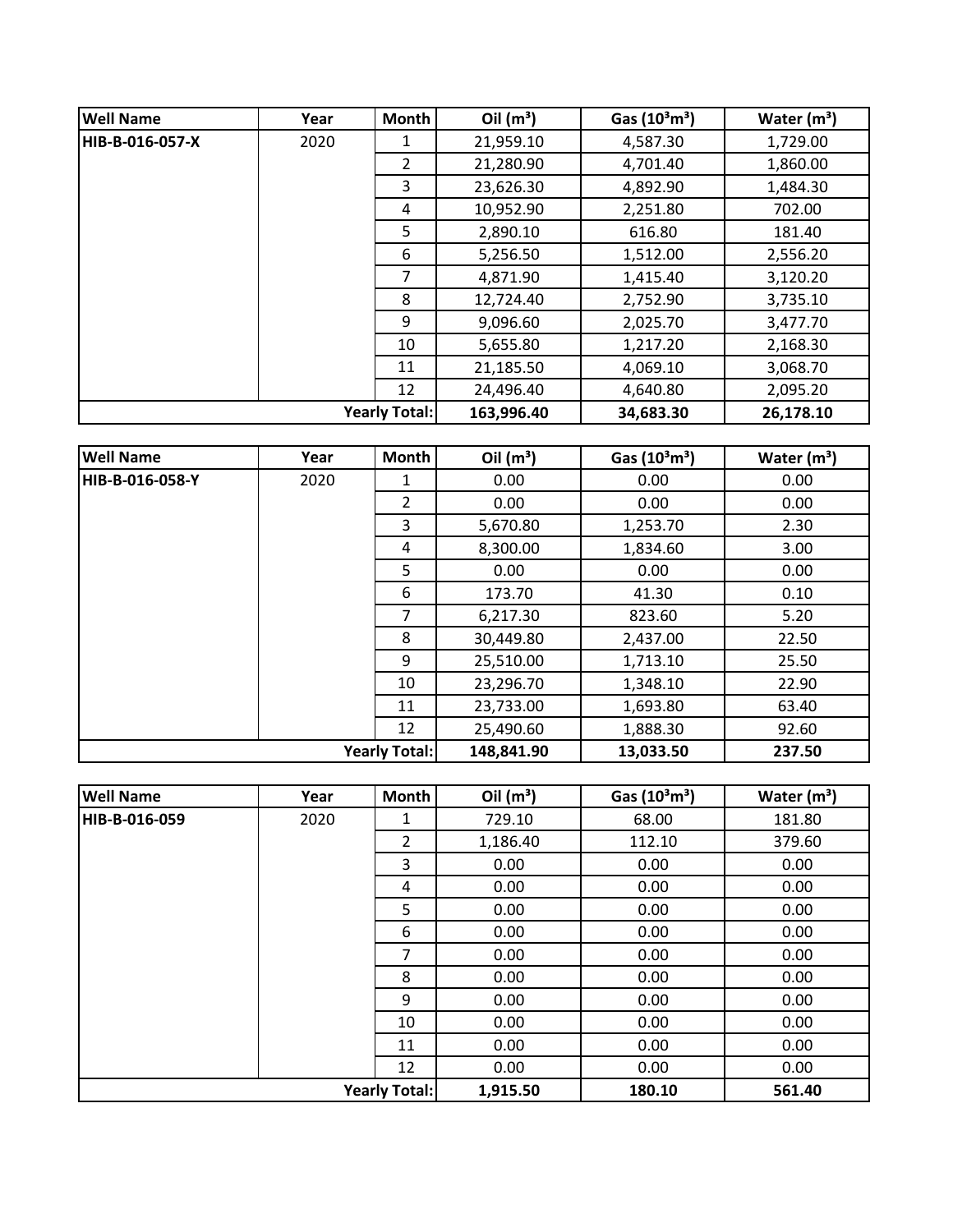| Well Name | Year | Month | Oil ($m^3$) | Gas ($10^3m^3$) | Water ($m^3$) |
|---|---|---|---|---|---|
| HIB-B-016-057-X | 2020 | 1 | 21,959.10 | 4,587.30 | 1,729.00 |
| | | 2 | 21,280.90 | 4,701.40 | 1,860.00 |
| | | 3 | 23,626.30 | 4,892.90 | 1,484.30 |
| | | 4 | 10,952.90 | 2,251.80 | 702.00 |
| | | 5 | 2,890.10 | 616.80 | 181.40 |
| | | 6 | 5,256.50 | 1,512.00 | 2,556.20 |
| | | 7 | 4,871.90 | 1,415.40 | 3,120.20 |
| | | 8 | 12,724.40 | 2,752.90 | 3,735.10 |
| | | 9 | 9,096.60 | 2,025.70 | 3,477.70 |
| | | 10 | 5,655.80 | 1,217.20 | 2,168.30 |
| | | 11 | 21,185.50 | 4,069.10 | 3,068.70 |
| | | 12 | 24,496.40 | 4,640.80 | 2,095.20 |
| | | **Yearly Total:** | **163,996.40** | **34,683.30** | **26,178.10** |

| Well Name | Year | Month | Oil ($m^3$) | Gas ($10^3m^3$) | Water ($m^3$) |
|---|---|---|---|---|---|
| HIB-B-016-058-Y | 2020 | 1 | 0.00 | 0.00 | 0.00 |
| | | 2 | 0.00 | 0.00 | 0.00 |
| | | 3 | 5,670.80 | 1,253.70 | 2.30 |
| | | 4 | 8,300.00 | 1,834.60 | 3.00 |
| | | 5 | 0.00 | 0.00 | 0.00 |
| | | 6 | 173.70 | 41.30 | 0.10 |
| | | 7 | 6,217.30 | 823.60 | 5.20 |
| | | 8 | 30,449.80 | 2,437.00 | 22.50 |
| | | 9 | 25,510.00 | 1,713.10 | 25.50 |
| | | 10 | 23,296.70 | 1,348.10 | 22.90 |
| | | 11 | 23,733.00 | 1,693.80 | 63.40 |
| | | 12 | 25,490.60 | 1,888.30 | 92.60 |
| | | **Yearly Total:** | **148,841.90** | **13,033.50** | **237.50** |

| Well Name | Year | Month | Oil ($m^3$) | Gas ($10^3m^3$) | Water ($m^3$) |
|---|---|---|---|---|---|
| HIB-B-016-059 | 2020 | 1 | 729.10 | 68.00 | 181.80 |
| | | 2 | 1,186.40 | 112.10 | 379.60 |
| | | 3 | 0.00 | 0.00 | 0.00 |
| | | 4 | 0.00 | 0.00 | 0.00 |
| | | 5 | 0.00 | 0.00 | 0.00 |
| | | 6 | 0.00 | 0.00 | 0.00 |
| | | 7 | 0.00 | 0.00 | 0.00 |
| | | 8 | 0.00 | 0.00 | 0.00 |
| | | 9 | 0.00 | 0.00 | 0.00 |
| | | 10 | 0.00 | 0.00 | 0.00 |
| | | 11 | 0.00 | 0.00 | 0.00 |
| | | 12 | 0.00 | 0.00 | 0.00 |
| | | **Yearly Total:** | **1,915.50** | **180.10** | **561.40** |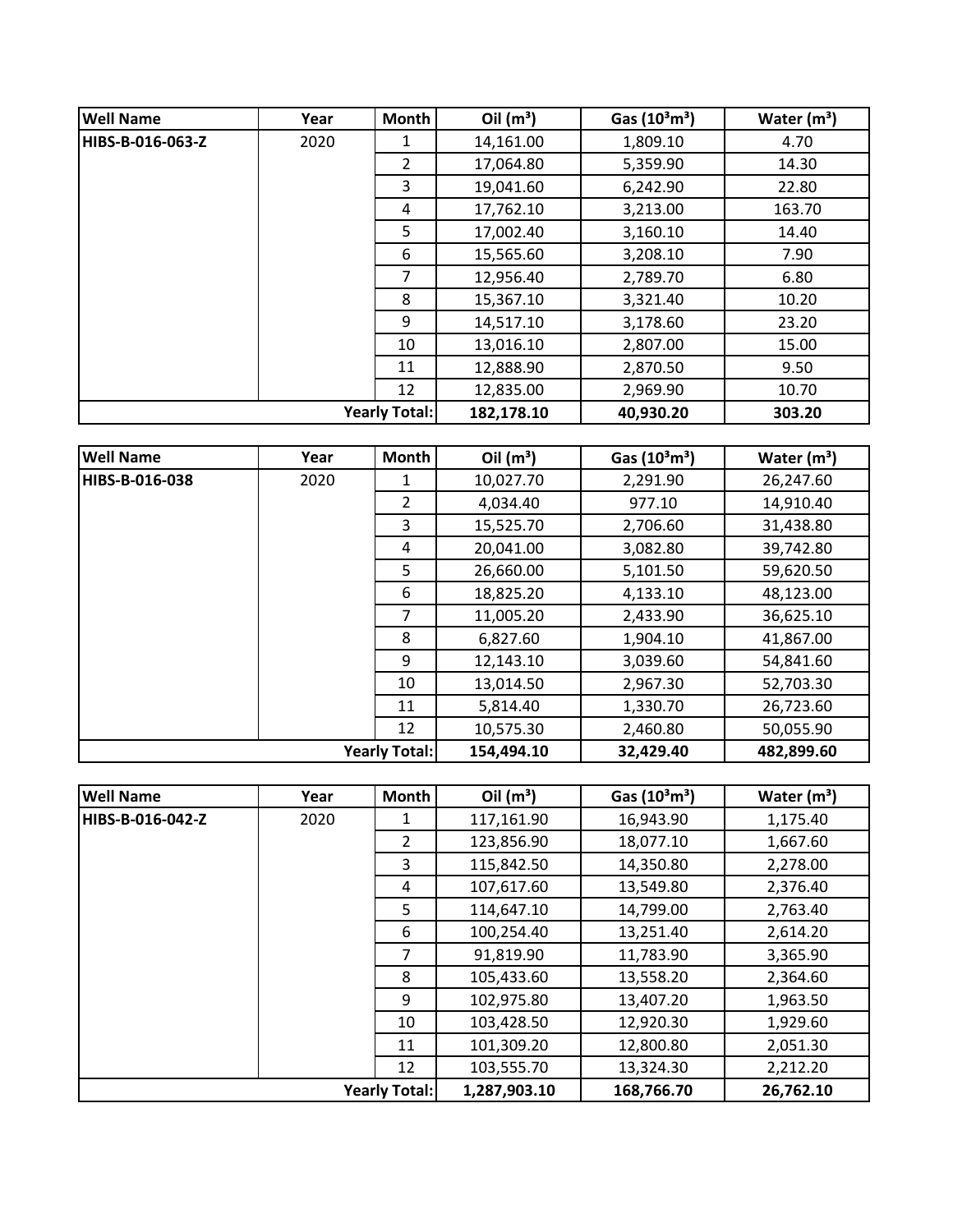| Well Name | Year | Month | Oil ($m^3$) | Gas ($10^3m^3$) | Water ($m^3$) |
|---|---|---|---|---|---|
| HIBS-B-016-063-Z | 2020 | 1 | 14,161.00 | 1,809.10 | 4.70 |
| | | 2 | 17,064.80 | 5,359.90 | 14.30 |
| | | 3 | 19,041.60 | 6,242.90 | 22.80 |
| | | 4 | 17,762.10 | 3,213.00 | 163.70 |
| | | 5 | 17,002.40 | 3,160.10 | 14.40 |
| | | 6 | 15,565.60 | 3,208.10 | 7.90 |
| | | 7 | 12,956.40 | 2,789.70 | 6.80 |
| | | 8 | 15,367.10 | 3,321.40 | 10.20 |
| | | 9 | 14,517.10 | 3,178.60 | 23.20 |
| | | 10 | 13,016.10 | 2,807.00 | 15.00 |
| | | 11 | 12,888.90 | 2,870.50 | 9.50 |
| | | 12 | 12,835.00 | 2,969.90 | 10.70 |
| | | **Yearly Total:** | **182,178.10** | **40,930.20** | **303.20** |

| Well Name | Year | Month | Oil ($m^3$) | Gas ($10^3m^3$) | Water ($m^3$) |
|---|---|---|---|---|---|
| HIBS-B-016-038 | 2020 | 1 | 10,027.70 | 2,291.90 | 26,247.60 |
| | | 2 | 4,034.40 | 977.10 | 14,910.40 |
| | | 3 | 15,525.70 | 2,706.60 | 31,438.80 |
| | | 4 | 20,041.00 | 3,082.80 | 39,742.80 |
| | | 5 | 26,660.00 | 5,101.50 | 59,620.50 |
| | | 6 | 18,825.20 | 4,133.10 | 48,123.00 |
| | | 7 | 11,005.20 | 2,433.90 | 36,625.10 |
| | | 8 | 6,827.60 | 1,904.10 | 41,867.00 |
| | | 9 | 12,143.10 | 3,039.60 | 54,841.60 |
| | | 10 | 13,014.50 | 2,967.30 | 52,703.30 |
| | | 11 | 5,814.40 | 1,330.70 | 26,723.60 |
| | | 12 | 10,575.30 | 2,460.80 | 50,055.90 |
| | | **Yearly Total:** | **154,494.10** | **32,429.40** | **482,899.60** |

| Well Name | Year | Month | Oil ($m^3$) | Gas ($10^3m^3$) | Water ($m^3$) |
|---|---|---|---|---|---|
| HIBS-B-016-042-Z | 2020 | 1 | 117,161.90 | 16,943.90 | 1,175.40 |
| | | 2 | 123,856.90 | 18,077.10 | 1,667.60 |
| | | 3 | 115,842.50 | 14,350.80 | 2,278.00 |
| | | 4 | 107,617.60 | 13,549.80 | 2,376.40 |
| | | 5 | 114,647.10 | 14,799.00 | 2,763.40 |
| | | 6 | 100,254.40 | 13,251.40 | 2,614.20 |
| | | 7 | 91,819.90 | 11,783.90 | 3,365.90 |
| | | 8 | 105,433.60 | 13,558.20 | 2,364.60 |
| | | 9 | 102,975.80 | 13,407.20 | 1,963.50 |
| | | 10 | 103,428.50 | 12,920.30 | 1,929.60 |
| | | 11 | 101,309.20 | 12,800.80 | 2,051.30 |
| | | 12 | 103,555.70 | 13,324.30 | 2,212.20 |
| | | **Yearly Total:** | **1,287,903.10** | **168,766.70** | **26,762.10** |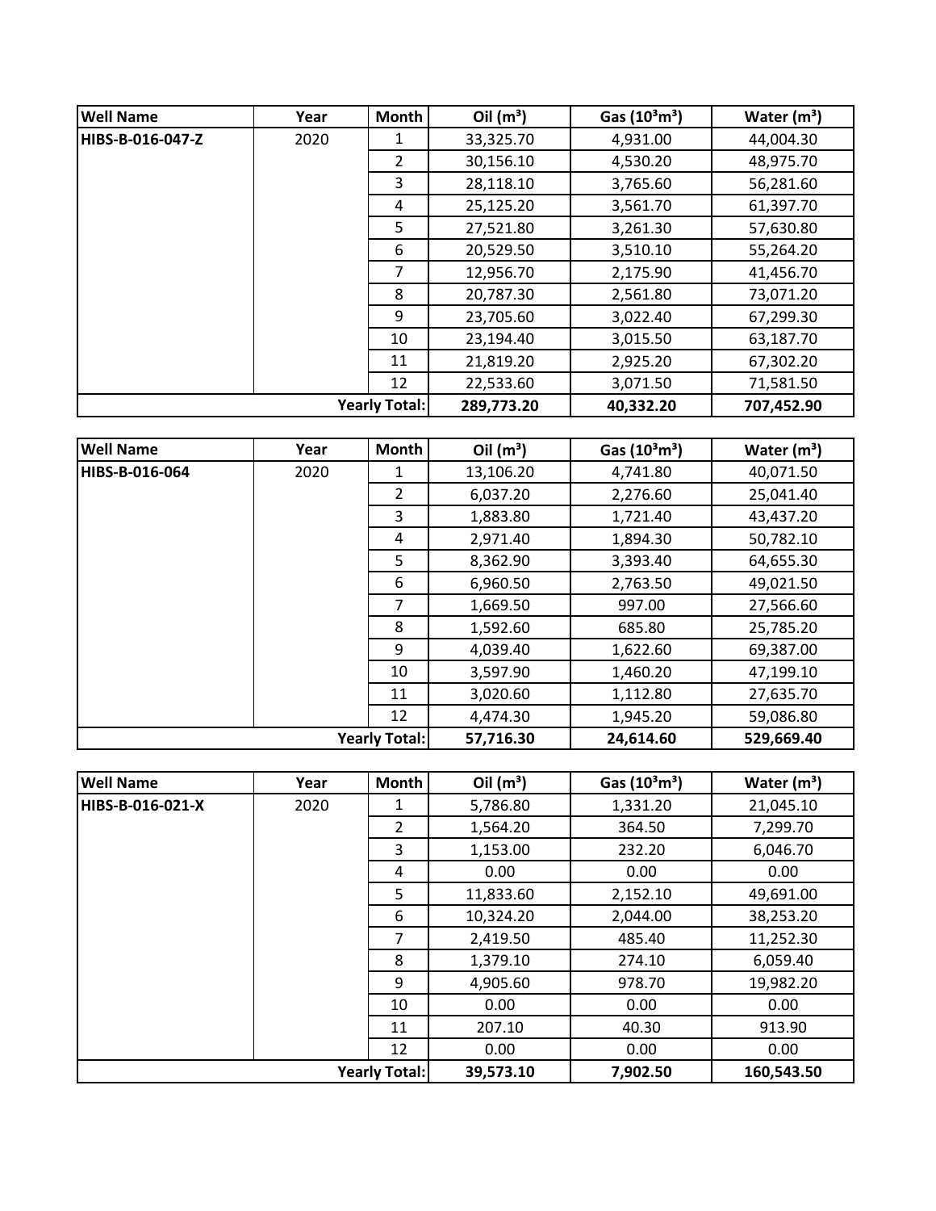| Well Name | Year | Month | Oil ($m^3$) | Gas ($10^3m^3$) | Water ($m^3$) |
|---|---|---|---|---|---|
| **HIBS-B-016-047-Z** | 2020 | 1 | 33,325.70 | 4,931.00 | 44,004.30 |
| | | 2 | 30,156.10 | 4,530.20 | 48,975.70 |
| | | 3 | 28,118.10 | 3,765.60 | 56,281.60 |
| | | 4 | 25,125.20 | 3,561.70 | 61,397.70 |
| | | 5 | 27,521.80 | 3,261.30 | 57,630.80 |
| | | 6 | 20,529.50 | 3,510.10 | 55,264.20 |
| | | 7 | 12,956.70 | 2,175.90 | 41,456.70 |
| | | 8 | 20,787.30 | 2,561.80 | 73,071.20 |
| | | 9 | 23,705.60 | 3,022.40 | 67,299.30 |
| | | 10 | 23,194.40 | 3,015.50 | 63,187.70 |
| | | 11 | 21,819.20 | 2,925.20 | 67,302.20 |
| | | 12 | 22,533.60 | 3,071.50 | 71,581.50 |
| | | **Yearly Total:** | **289,773.20** | **40,332.20** | **707,452.90** |

| Well Name | Year | Month | Oil ($m^3$) | Gas ($10^3m^3$) | Water ($m^3$) |
|---|---|---|---|---|---|
| **HIBS-B-016-064** | 2020 | 1 | 13,106.20 | 4,741.80 | 40,071.50 |
| | | 2 | 6,037.20 | 2,276.60 | 25,041.40 |
| | | 3 | 1,883.80 | 1,721.40 | 43,437.20 |
| | | 4 | 2,971.40 | 1,894.30 | 50,782.10 |
| | | 5 | 8,362.90 | 3,393.40 | 64,655.30 |
| | | 6 | 6,960.50 | 2,763.50 | 49,021.50 |
| | | 7 | 1,669.50 | 997.00 | 27,566.60 |
| | | 8 | 1,592.60 | 685.80 | 25,785.20 |
| | | 9 | 4,039.40 | 1,622.60 | 69,387.00 |
| | | 10 | 3,597.90 | 1,460.20 | 47,199.10 |
| | | 11 | 3,020.60 | 1,112.80 | 27,635.70 |
| | | 12 | 4,474.30 | 1,945.20 | 59,086.80 |
| | | **Yearly Total:** | **57,716.30** | **24,614.60** | **529,669.40** |

| Well Name | Year | Month | Oil ($m^3$) | Gas ($10^3m^3$) | Water ($m^3$) |
|---|---|---|---|---|---|
| **HIBS-B-016-021-X** | 2020 | 1 | 5,786.80 | 1,331.20 | 21,045.10 |
| | | 2 | 1,564.20 | 364.50 | 7,299.70 |
| | | 3 | 1,153.00 | 232.20 | 6,046.70 |
| | | 4 | 0.00 | 0.00 | 0.00 |
| | | 5 | 11,833.60 | 2,152.10 | 49,691.00 |
| | | 6 | 10,324.20 | 2,044.00 | 38,253.20 |
| | | 7 | 2,419.50 | 485.40 | 11,252.30 |
| | | 8 | 1,379.10 | 274.10 | 6,059.40 |
| | | 9 | 4,905.60 | 978.70 | 19,982.20 |
| | | 10 | 0.00 | 0.00 | 0.00 |
| | | 11 | 207.10 | 40.30 | 913.90 |
| | | 12 | 0.00 | 0.00 | 0.00 |
| | | **Yearly Total:** | **39,573.10** | **7,902.50** | **160,543.50** |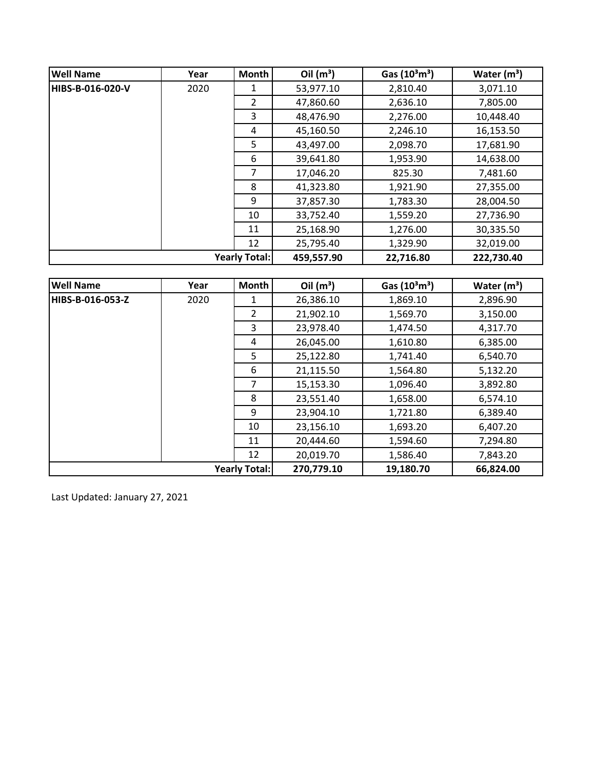| Well Name | Year | Month | Oil ($m^3$) | Gas ($10^3m^3$) | Water ($m^3$) |
|---|---|---|---|---|---|
| **HIBS-B-016-020-V** | 2020 | 1 | 53,977.10 | 2,810.40 | 3,071.10 |
| | | 2 | 47,860.60 | 2,636.10 | 7,805.00 |
| | | 3 | 48,476.90 | 2,276.00 | 10,448.40 |
| | | 4 | 45,160.50 | 2,246.10 | 16,153.50 |
| | | 5 | 43,497.00 | 2,098.70 | 17,681.90 |
| | | 6 | 39,641.80 | 1,953.90 | 14,638.00 |
| | | 7 | 17,046.20 | 825.30 | 7,481.60 |
| | | 8 | 41,323.80 | 1,921.90 | 27,355.00 |
| | | 9 | 37,857.30 | 1,783.30 | 28,004.50 |
| | | 10 | 33,752.40 | 1,559.20 | 27,736.90 |
| | | 11 | 25,168.90 | 1,276.00 | 30,335.50 |
| | | 12 | 25,795.40 | 1,329.90 | 32,019.00 |
| | | **Yearly Total:** | **459,557.90** | **22,716.80** | **222,730.40** |

| Well Name | Year | Month | Oil ($m^3$) | Gas ($10^3m^3$) | Water ($m^3$) |
|---|---|---|---|---|---|
| **HIBS-B-016-053-Z** | 2020 | 1 | 26,386.10 | 1,869.10 | 2,896.90 |
| | | 2 | 21,902.10 | 1,569.70 | 3,150.00 |
| | | 3 | 23,978.40 | 1,474.50 | 4,317.70 |
| | | 4 | 26,045.00 | 1,610.80 | 6,385.00 |
| | | 5 | 25,122.80 | 1,741.40 | 6,540.70 |
| | | 6 | 21,115.50 | 1,564.80 | 5,132.20 |
| | | 7 | 15,153.30 | 1,096.40 | 3,892.80 |
| | | 8 | 23,551.40 | 1,658.00 | 6,574.10 |
| | | 9 | 23,904.10 | 1,721.80 | 6,389.40 |
| | | 10 | 23,156.10 | 1,693.20 | 6,407.20 |
| | | 11 | 20,444.60 | 1,594.60 | 7,294.80 |
| | | 12 | 20,019.70 | 1,586.40 | 7,843.20 |
| | | **Yearly Total:** | **270,779.10** | **19,180.70** | **66,824.00** |

Last Updated: January 27, 2021